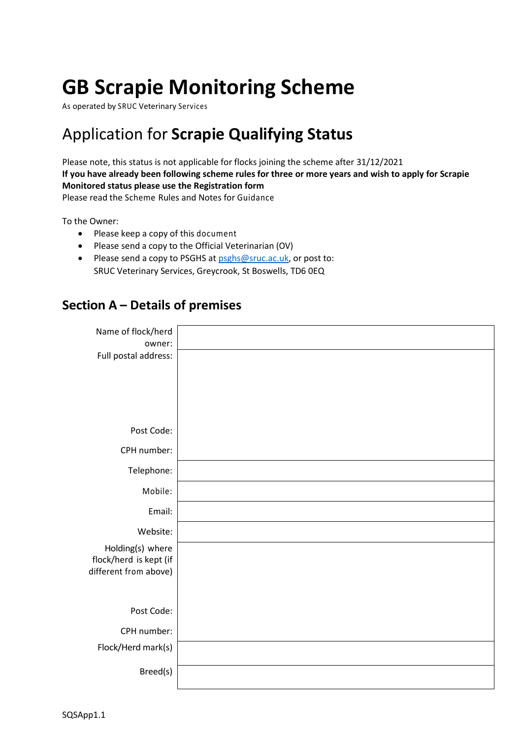# GB Scrapie Monitoring Scheme

As operated by SRUC Veterinary Services

## Application for **Scrapie Qualifying Status**

Please note, this status is not applicable for flocks joining the scheme after 31/12/2021

**If you have already been following scheme rules for three or more years and wish to apply for Scrapie Monitored status please use the Registration form**

Please read the Scheme Rules and Notes for Guidance

To the Owner:

- Please keep a copy of this document
- Please send a copy to the Official Veterinarian (OV)
- Please send a copy to PSGHS at psghs@sruc.ac.uk, or post to:
  SRUC Veterinary Services, Greycrook, St Boswells, TD6 0EQ

## Section A – Details of premises

| | |
|---|---|
| Name of flock/herd owner: | |
| Full postal address: | |
| Post Code: | |
| CPH number: | |
| Telephone: | |
| Mobile: | |
| Email: | |
| Website: | |
| Holding(s) where flock/herd is kept (if different from above) | |
| Post Code: | |
| CPH number: | |
| Flock/Herd mark(s) | |
| Breed(s) | |

SQSApp1.1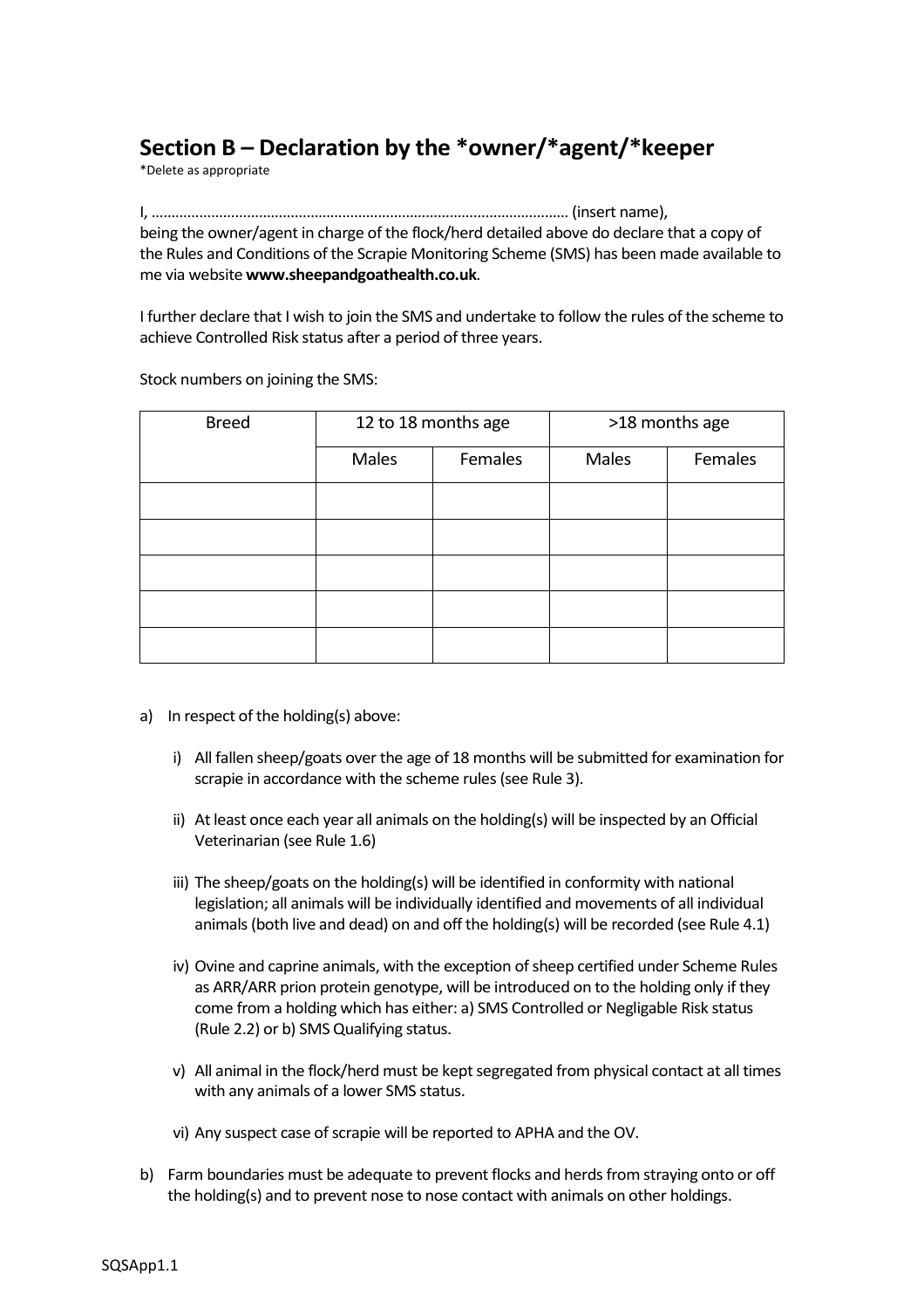## Section B – Declaration by the *owner/*agent/*keeper

*Delete as appropriate

I, ....................................................................................................... (insert name), being the owner/agent in charge of the flock/herd detailed above do declare that a copy of the Rules and Conditions of the Scrapie Monitoring Scheme (SMS) has been made available to me via website **www.sheepandgoathealth.co.uk**.

I further declare that I wish to join the SMS and undertake to follow the rules of the scheme to achieve Controlled Risk status after a period of three years.

Stock numbers on joining the SMS:

| Breed | 12 to 18 months age | | >18 months age | |
|---|---|---|---|---|
| | Males | Females | Males | Females |
| | | | | |
| | | | | |
| | | | | |
| | | | | |
| | | | | |

a) In respect of the holding(s) above:

   i) All fallen sheep/goats over the age of 18 months will be submitted for examination for scrapie in accordance with the scheme rules (see Rule 3).

   ii) At least once each year all animals on the holding(s) will be inspected by an Official Veterinarian (see Rule 1.6)

   iii) The sheep/goats on the holding(s) will be identified in conformity with national legislation; all animals will be individually identified and movements of all individual animals (both live and dead) on and off the holding(s) will be recorded (see Rule 4.1)

   iv) Ovine and caprine animals, with the exception of sheep certified under Scheme Rules as ARR/ARR prion protein genotype, will be introduced on to the holding only if they come from a holding which has either: a) SMS Controlled or Negligable Risk status (Rule 2.2) or b) SMS Qualifying status.

   v) All animal in the flock/herd must be kept segregated from physical contact at all times with any animals of a lower SMS status.

   vi) Any suspect case of scrapie will be reported to APHA and the OV.

b) Farm boundaries must be adequate to prevent flocks and herds from straying onto or off the holding(s) and to prevent nose to nose contact with animals on other holdings.

SQSApp1.1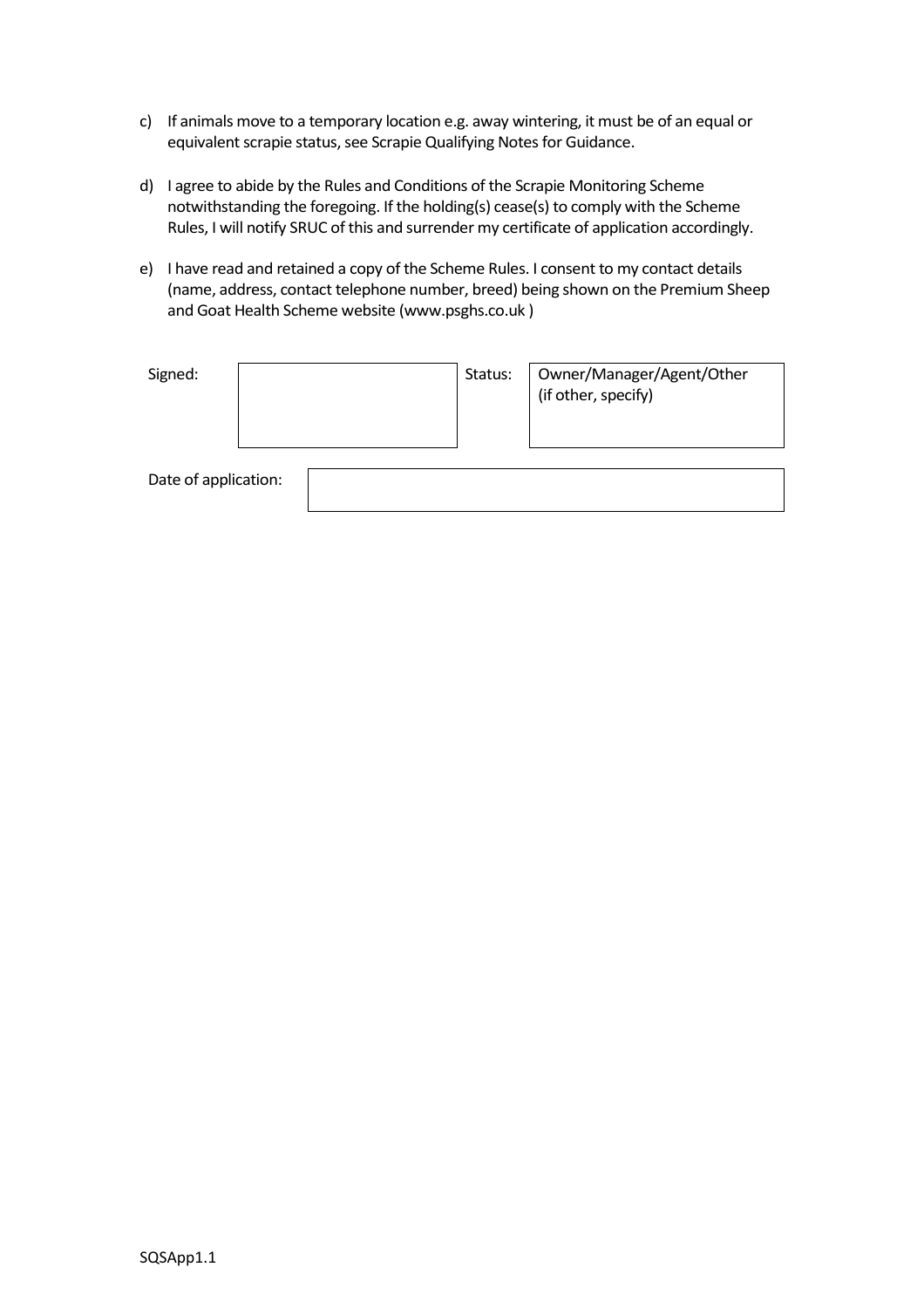c) If animals move to a temporary location e.g. away wintering, it must be of an equal or equivalent scrapie status, see Scrapie Qualifying Notes for Guidance.

d) I agree to abide by the Rules and Conditions of the Scrapie Monitoring Scheme notwithstanding the foregoing. If the holding(s) cease(s) to comply with the Scheme Rules, I will notify SRUC of this and surrender my certificate of application accordingly.

e) I have read and retained a copy of the Scheme Rules. I consent to my contact details (name, address, contact telephone number, breed) being shown on the Premium Sheep and Goat Health Scheme website (www.psghs.co.uk )

| Signed: | | Status: | Owner/Manager/Agent/Other (if other, specify) |
| --- | --- | --- | --- |

| Date of application: | |
| --- | --- |

SQSApp1.1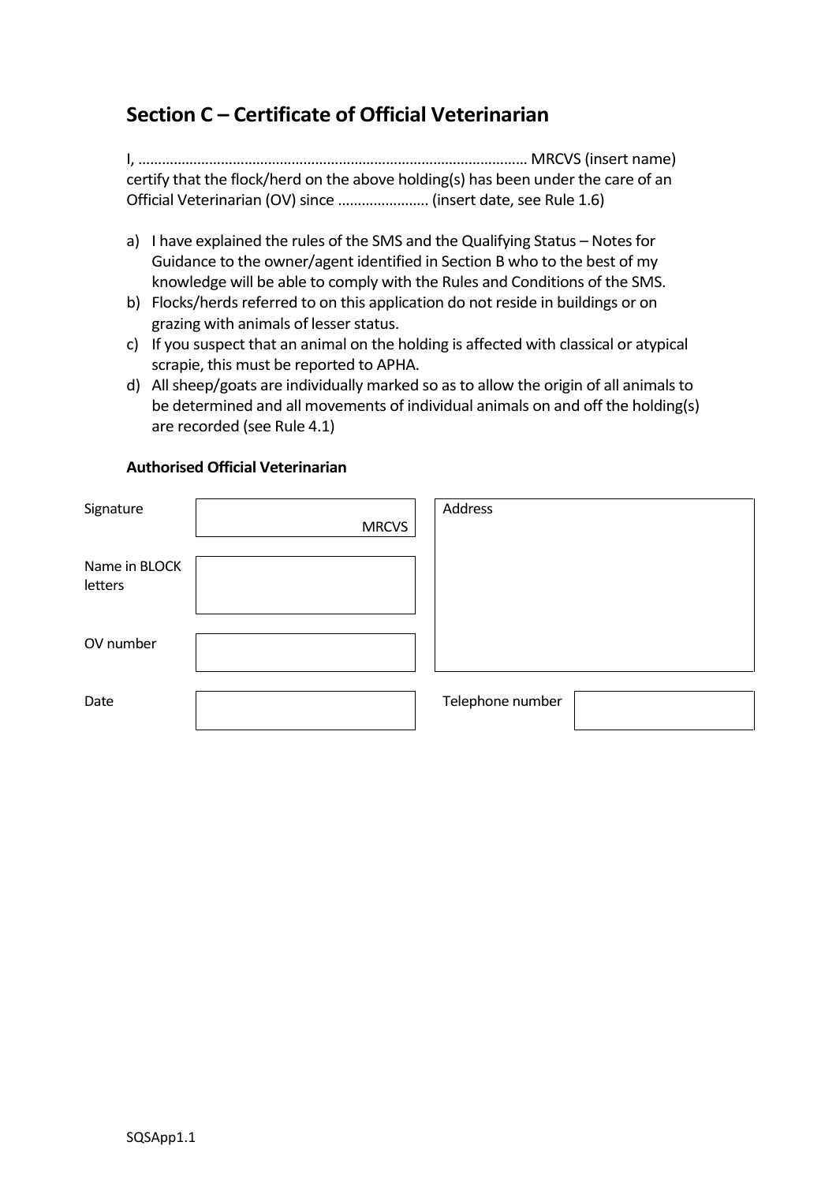## Section C – Certificate of Official Veterinarian

I, ………………………………………………………………………………………. MRCVS (insert name) certify that the flock/herd on the above holding(s) has been under the care of an Official Veterinarian (OV) since ………………….. (insert date, see Rule 1.6)

a) I have explained the rules of the SMS and the Qualifying Status – Notes for Guidance to the owner/agent identified in Section B who to the best of my knowledge will be able to comply with the Rules and Conditions of the SMS.
b) Flocks/herds referred to on this application do not reside in buildings or on grazing with animals of lesser status.
c) If you suspect that an animal on the holding is affected with classical or atypical scrapie, this must be reported to APHA.
d) All sheep/goats are individually marked so as to allow the origin of all animals to be determined and all movements of individual animals on and off the holding(s) are recorded (see Rule 4.1)

**Authorised Official Veterinarian**

| | | | |
|---|---|---|---|
| Signature | MRCVS | Address | |
| Name in BLOCK letters | | | |
| OV number | | | |
| Date | | Telephone number | |

SQSApp1.1